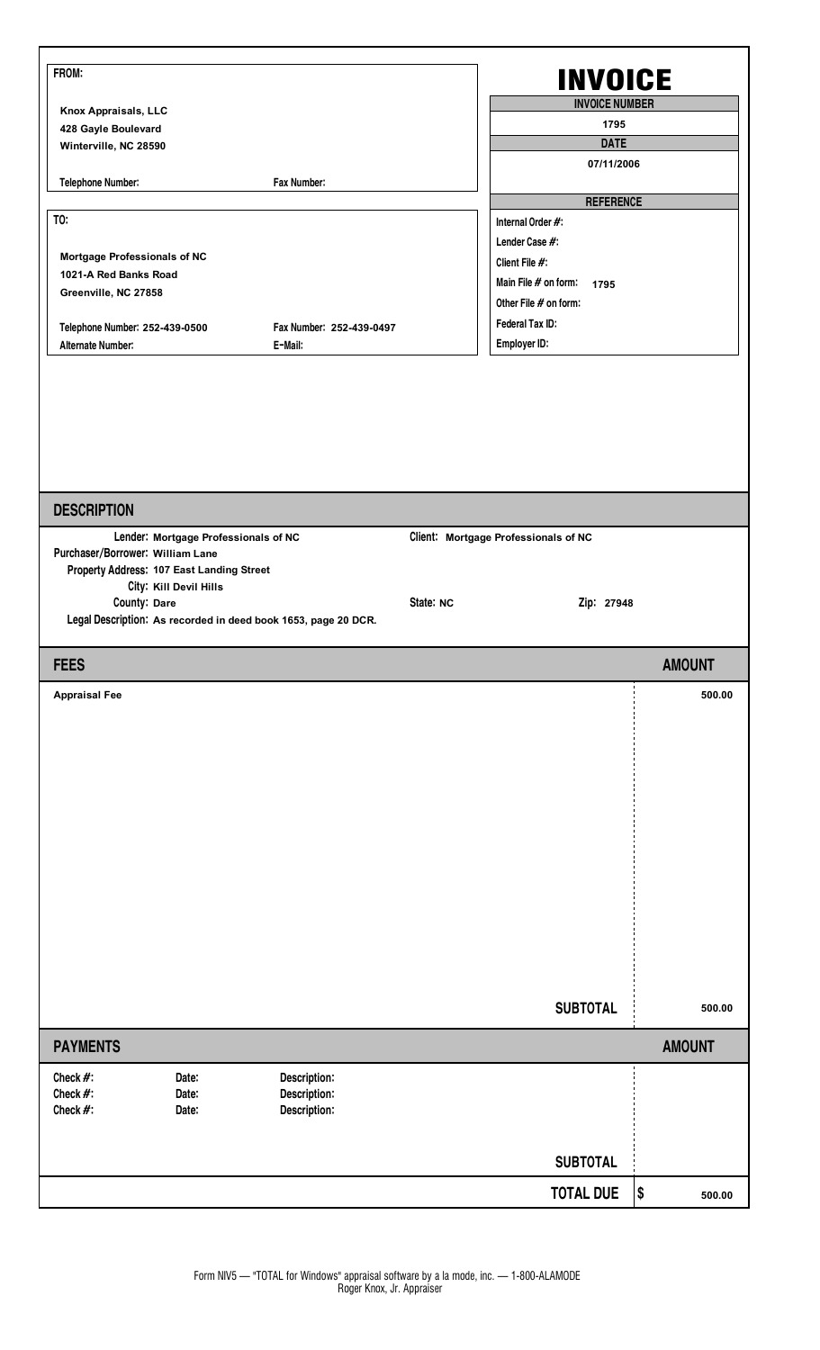**FROM:**

**Knox Appraisals, LLC**
**428 Gayle Boulevard**
**Winterville, NC 28590**

**Telephone Number:** **Fax Number:**

# INVOICE

| INVOICE NUMBER |
| --- |
| 1795 |
| **DATE** |
| 07/11/2006 |

| REFERENCE | |
| --- | --- |
| Internal Order #: | |
| Lender Case #: | |
| Client File #: | |
| Main File # on form: | 1795 |
| Other File # on form: | |
| Federal Tax ID: | |
| Employer ID: | |

**TO:**

**Mortgage Professionals of NC**
**1021-A Red Banks Road**
**Greenville, NC 27858**

**Telephone Number:** 252-439-0500 **Fax Number:** 252-439-0497
**Alternate Number:** **E-Mail:**

## DESCRIPTION

**Lender:** Mortgage Professionals of NC **Client:** Mortgage Professionals of NC
**Purchaser/Borrower:** William Lane
**Property Address:** 107 East Landing Street
**City:** Kill Devil Hills
**County:** Dare **State:** NC **Zip:** 27948
**Legal Description:** As recorded in deed book 1653, page 20 DCR.

## FEES

| FEES | AMOUNT |
| --- | --- |
| Appraisal Fee | 500.00 |
| **SUBTOTAL** | 500.00 |

## PAYMENTS

| PAYMENTS | | | AMOUNT |
| --- | --- | --- | --- |
| Check #: | Date: | Description: | |
| Check #: | Date: | Description: | |
| Check #: | Date: | Description: | |
| | | **SUBTOTAL** | |
| | | **TOTAL DUE** | $ 500.00 |

Form NIV5 — "TOTAL for Windows" appraisal software by a la mode, inc. — 1-800-ALAMODE
Roger Knox, Jr. Appraiser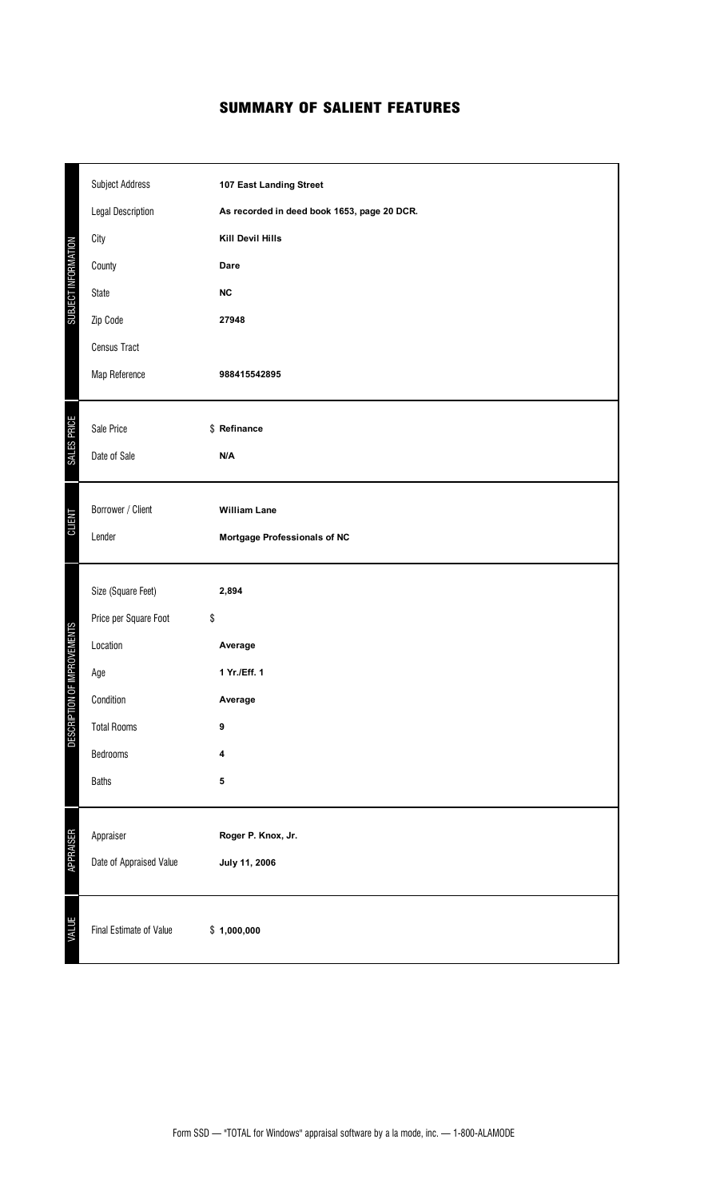# SUMMARY OF SALIENT FEATURES

| Section | Field | Value |
|---|---|---|
| SUBJECT INFORMATION | Subject Address | **107 East Landing Street** |
| | Legal Description | **As recorded in deed book 1653, page 20 DCR.** |
| | City | **Kill Devil Hills** |
| | County | **Dare** |
| | State | **NC** |
| | Zip Code | **27948** |
| | Census Tract | |
| | Map Reference | **988415542895** |
| SALES PRICE | Sale Price | $ **Refinance** |
| | Date of Sale | **N/A** |
| CLIENT | Borrower / Client | **William Lane** |
| | Lender | **Mortgage Professionals of NC** |
| DESCRIPTION OF IMPROVEMENTS | Size (Square Feet) | **2,894** |
| | Price per Square Foot | $ |
| | Location | **Average** |
| | Age | **1 Yr./Eff. 1** |
| | Condition | **Average** |
| | Total Rooms | **9** |
| | Bedrooms | **4** |
| | Baths | **5** |
| APPRAISER | Appraiser | **Roger P. Knox, Jr.** |
| | Date of Appraised Value | **July 11, 2006** |
| VALUE | Final Estimate of Value | $ **1,000,000** |

Form SSD — "TOTAL for Windows" appraisal software by a la mode, inc. — 1-800-ALAMODE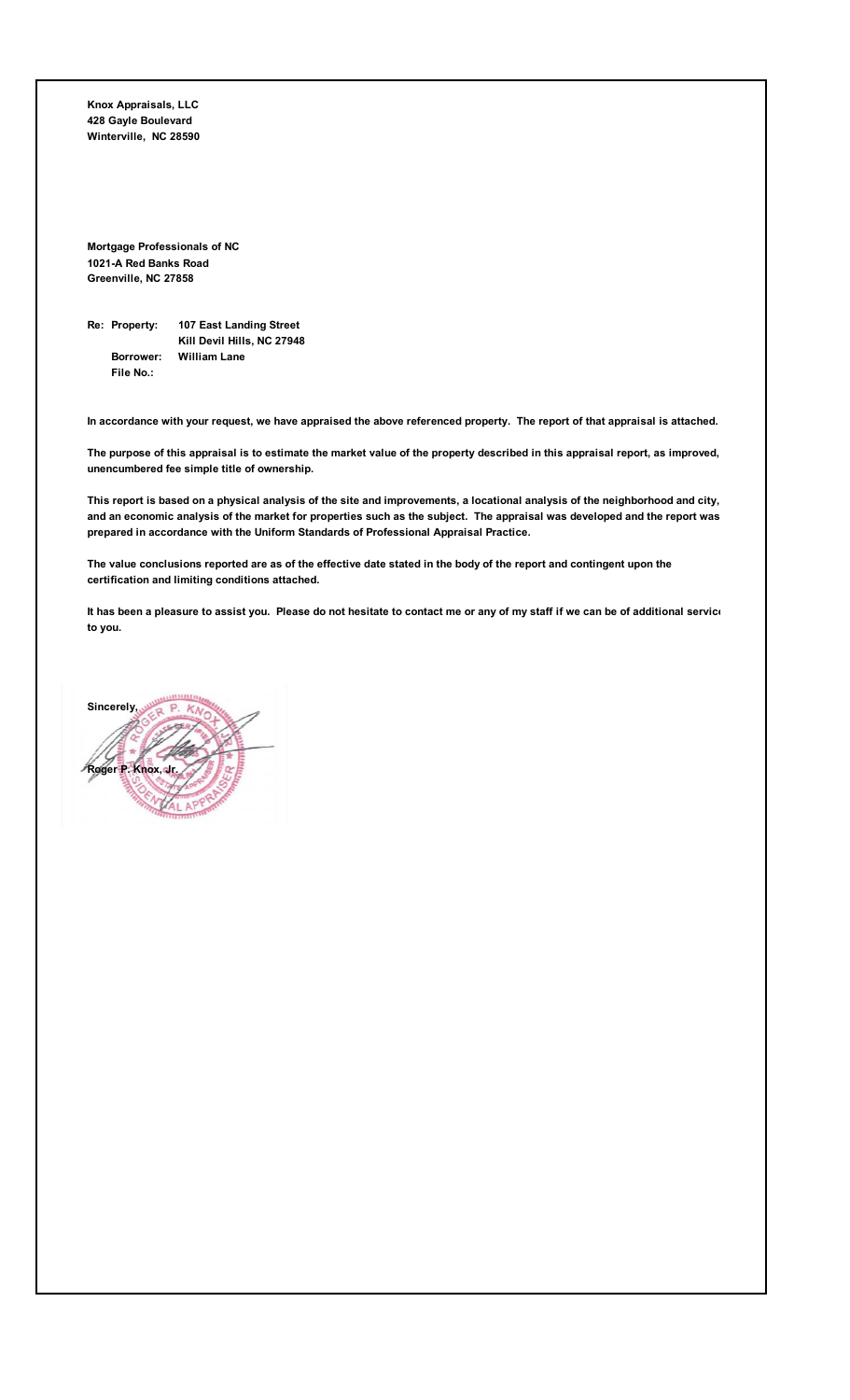**Knox Appraisals, LLC**
**428 Gayle Boulevard**
**Winterville, NC 28590**

**Mortgage Professionals of NC**
**1021-A Red Banks Road**
**Greenville, NC 27858**

**Re: Property: 107 East Landing Street**
**Kill Devil Hills, NC 27948**
**Borrower: William Lane**
**File No.:**

**In accordance with your request, we have appraised the above referenced property. The report of that appraisal is attached.**

**The purpose of this appraisal is to estimate the market value of the property described in this appraisal report, as improved, unencumbered fee simple title of ownership.**

**This report is based on a physical analysis of the site and improvements, a locational analysis of the neighborhood and city, and an economic analysis of the market for properties such as the subject. The appraisal was developed and the report was prepared in accordance with the Uniform Standards of Professional Appraisal Practice.**

**The value conclusions reported are as of the effective date stated in the body of the report and contingent upon the certification and limiting conditions attached.**

**It has been a pleasure to assist you. Please do not hesitate to contact me or any of my staff if we can be of additional service to you.**

**Sincerely,**

**Roger P. Knox, Jr.**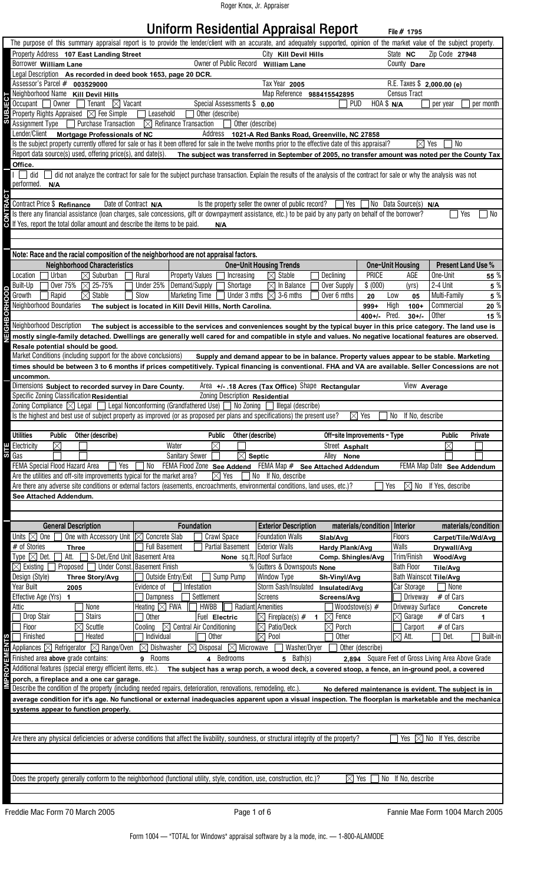# Uniform Residential Appraisal Report

File # 1795

The purpose of this summary appraisal report is to provide the lender/client with an accurate, and adequately supported, opinion of the market value of the subject property.

## SUBJECT

| | | | |
|---|---|---|---|
| Property Address **107 East Landing Street** | City **Kill Devil Hills** | State **NC** | Zip Code **27948** |
| Borrower **William Lane** | Owner of Public Record **William Lane** | | County **Dare** |
| Legal Description **As recorded in deed book 1653, page 20 DCR.** | | | |
| Assessor's Parcel # **003529000** | Tax Year **2005** | | R.E. Taxes $ **2,000.00 (e)** |
| Neighborhood Name **Kill Devil Hills** | Map Reference **988415542895** | | Census Tract |

Occupant ☐ Owner ☐ Tenant ☒ Vacant | Special Assessments $ **0.00** | ☐ PUD | HOA $ **N/A** ☐ per year ☐ per month

Property Rights Appraised ☒ Fee Simple ☐ Leasehold ☐ Other (describe)

Assignment Type ☐ Purchase Transaction ☒ Refinance Transaction ☐ Other (describe)

Lender/Client **Mortgage Professionals of NC** Address **1021-A Red Banks Road, Greenville, NC 27858**

Is the subject property currently offered for sale or has it been offered for sale in the twelve months prior to the effective date of this appraisal? ☒ Yes ☐ No

Report data source(s) used, offering price(s), and date(s). **The subject was transferred in September of 2005, no transfer amount was noted per the County Tax Office.**

## CONTRACT

I ☐ did ☐ did not analyze the contract for sale for the subject purchase transaction. Explain the results of the analysis of the contract for sale or why the analysis was not performed. **N/A**

Contract Price $ **Refinance** Date of Contract **N/A** Is the property seller the owner of public record? ☐ Yes ☐ No Data Source(s) **N/A**

Is there any financial assistance (loan charges, sale concessions, gift or downpayment assistance, etc.) to be paid by any party on behalf of the borrower? ☐ Yes ☐ No

If Yes, report the total dollar amount and describe the items to be paid. **N/A**

## NEIGHBORHOOD

Note: Race and the racial composition of the neighborhood are not appraisal factors.

| Neighborhood Characteristics | One-Unit Housing Trends | One-Unit Housing | | Present Land Use % | |
|---|---|---|---|---|---|
| | | PRICE $ (000) | AGE (yrs) | | |
| Location ☐ Urban ☒ Suburban ☐ Rural | Property Values ☐ Increasing ☒ Stable ☐ Declining | | | One-Unit | 55 % |
| Built-Up ☐ Over 75% ☒ 25-75% ☐ Under 25% | Demand/Supply ☐ Shortage ☒ In Balance ☐ Over Supply | 20 Low | 05 | 2-4 Unit | 5 % |
| Growth ☐ Rapid ☒ Stable ☐ Slow | Marketing Time ☐ Under 3 mths ☒ 3-6 mths ☐ Over 6 mths | 999+ High | 100+ | Multi-Family | 5 % |
| | | 400+/- Pred. | 30+/- | Commercial | 20 % |
| | | | | Other | 15 % |

Neighborhood Boundaries **The subject is located in Kill Devil Hills, North Carolina.**

Neighborhood Description **The subject is accessible to the services and conveniences sought by the typical buyer in this price category. The land use is mostly single-family detached. Dwellings are generally well cared for and compatible in style and values. No negative locational features are observed. Resale potential should be good.**

Market Conditions (including support for the above conclusions) **Supply and demand appear to be in balance. Property values appear to be stable. Marketing times should be between 3 to 6 months if prices competitively. Typical financing is conventional. FHA and VA are available. Seller Concessions are not uncommon.**

## SITE

Dimensions **Subject to recorded survey in Dare County.** Area **+/- .18 Acres (Tax Office)** Shape **Rectangular** View **Average**

Specific Zoning Classification **Residential** Zoning Description **Residential**

Zoning Compliance ☒ Legal ☐ Legal Nonconforming (Grandfathered Use) ☐ No Zoning ☐ Illegal (describe)

Is the highest and best use of subject property as improved (or as proposed per plans and specifications) the present use? ☒ Yes ☐ No If No, describe

| Utilities | Public | Other (describe) | | Public | Other (describe) | Off-site Improvements - Type | Public | Private |
|---|---|---|---|---|---|---|---|---|
| Electricity | ☒ | | Water | ☒ | | Street **Asphalt** | ☒ | |
| Gas | | | Sanitary Sewer | | ☒ **Septic** | Alley **None** | | |

FEMA Special Flood Hazard Area ☐ Yes ☐ No FEMA Flood Zone **See Addend** FEMA Map # **See Attached Addendum** FEMA Map Date **See Addendum**

Are the utilities and off-site improvements typical for the market area? ☒ Yes ☐ No If No, describe

Are there any adverse site conditions or external factors (easements, encroachments, environmental conditions, land uses, etc.)? ☐ Yes ☒ No If Yes, describe

**See Attached Addendum.**

## IMPROVEMENTS

| General Description | Foundation | Exterior Description materials/condition | Interior materials/condition |
|---|---|---|---|
| Units ☒ One ☐ One with Accessory Unit | ☒ Concrete Slab ☐ Crawl Space | Foundation Walls **Slab/Avg** | Floors **Carpet/Tile/Wd/Avg** |
| # of Stories **Three** | ☐ Full Basement ☐ Partial Basement | Exterior Walls **Hardy Plank/Avg** | Walls **Drywall/Avg** |
| Type ☒ Det. ☐ Att. ☐ S-Det./End Unit | Basement Area **None** sq.ft. | Roof Surface **Comp. Shingles/Avg** | Trim/Finish **Wood/Avg** |
| ☒ Existing ☐ Proposed ☐ Under Const. | Basement Finish % | Gutters & Downspouts **None** | Bath Floor **Tile/Avg** |
| Design (Style) **Three Story/Avg** | ☐ Outside Entry/Exit ☐ Sump Pump | Window Type **Sh-Vinyl/Avg** | Bath Wainscot **Tile/Avg** |
| Year Built **2005** | Evidence of ☐ Infestation | Storm Sash/Insulated **Insulated/Avg** | Car Storage ☐ None |
| Effective Age (Yrs) **1** | ☐ Dampness ☐ Settlement | Screens **Screens/Avg** | ☐ Driveway # of Cars |
| Attic ☐ None | Heating ☒ FWA ☐ HWBB ☐ Radiant | Amenities ☐ Woodstove(s) # | Driveway Surface **Concrete** |
| ☐ Drop Stair ☐ Stairs | ☐ Other Fuel **Electric** | ☒ Fireplace(s) # **1** ☒ Fence | ☒ Garage # of Cars **1** |
| ☐ Floor ☒ Scuttle | Cooling ☒ Central Air Conditioning | ☒ Patio/Deck ☒ Porch | ☐ Carport # of Cars |
| ☐ Finished ☐ Heated | ☐ Individual ☐ Other | ☒ Pool ☐ Other | ☒ Att. ☐ Det. ☐ Built-in |

Appliances ☒ Refrigerator ☒ Range/Oven ☒ Dishwasher ☒ Disposal ☒ Microwave ☐ Washer/Dryer ☐ Other (describe)

Finished area **above** grade contains: **9** Rooms **4** Bedrooms **5** Bath(s) **2,894** Square Feet of Gross Living Area Above Grade

Additional features (special energy efficient items, etc.). **The subject has a wrap porch, a wood deck, a covered stoop, a fence, an in-ground pool, a covered porch, a fireplace and a one car garage.**

Describe the condition of the property (including needed repairs, deterioration, renovations, remodeling, etc.). **No defered maintenance is evident. The subject is in average condition for it's age. No functional or external inadequacies apparent upon a visual inspection. The floorplan is marketable and the mechanical systems appear to function properly.**

Are there any physical deficiencies or adverse conditions that affect the livability, soundness, or structural integrity of the property? ☐ Yes ☒ No If Yes, describe

Does the property generally conform to the neighborhood (functional utility, style, condition, use, construction, etc.)? ☒ Yes ☐ No If No, describe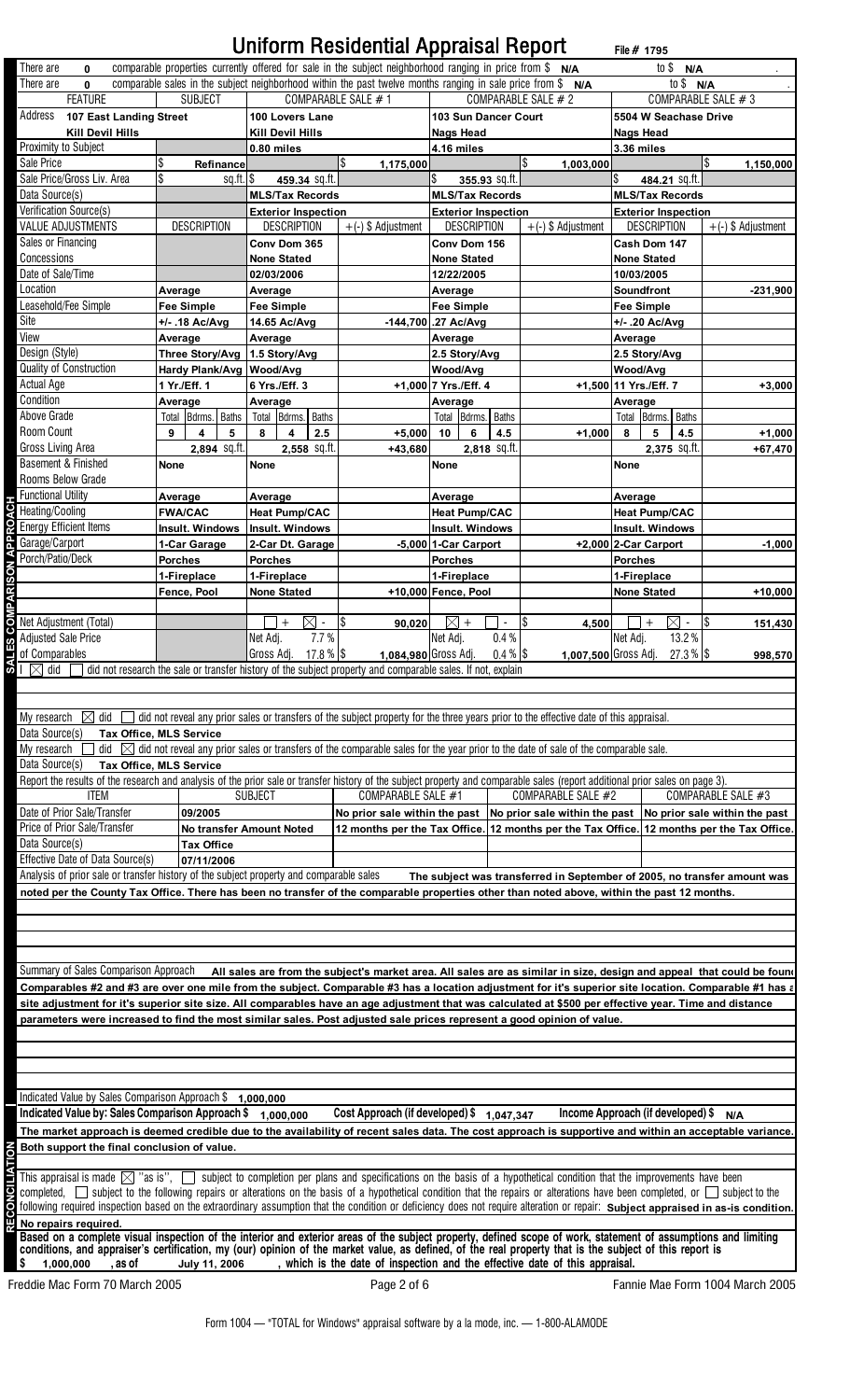# Uniform Residential Appraisal Report

File # 1795

There are **0** comparable properties currently offered for sale in the subject neighborhood ranging in price from $ **N/A** to $ **N/A** .

There are **0** comparable sales in the subject neighborhood within the past twelve months ranging in sale price from $ **N/A** to $ **N/A** .

## SALES COMPARISON APPROACH

| FEATURE | SUBJECT | COMPARABLE SALE # 1 | | COMPARABLE SALE # 2 | | COMPARABLE SALE # 3 | |
|---|---|---|---|---|---|---|---|
| Address | 107 East Landing Street Kill Devil Hills | 100 Lovers Lane Kill Devil Hills | | 103 Sun Dancer Court Nags Head | | 5504 W Seachase Drive Nags Head | |
| Proximity to Subject | | 0.80 miles | | 4.16 miles | | 3.36 miles | |
| Sale Price | $ Refinance | | $ 1,175,000 | | $ 1,003,000 | | $ 1,150,000 |
| Sale Price/Gross Liv. Area | $ sq.ft. | $ 459.34 sq.ft. | | $ 355.93 sq.ft. | | $ 484.21 sq.ft. | |
| Data Source(s) | | MLS/Tax Records | | MLS/Tax Records | | MLS/Tax Records | |
| Verification Source(s) | | Exterior Inspection | | Exterior Inspection | | Exterior Inspection | |
| VALUE ADJUSTMENTS | DESCRIPTION | DESCRIPTION | +(-) $ Adjustment | DESCRIPTION | +(-) $ Adjustment | DESCRIPTION | +(-) $ Adjustment |
| Sales or Financing Concessions | | Conv Dom 365 None Stated | | Conv Dom 156 None Stated | | Cash Dom 147 None Stated | |
| Date of Sale/Time | | 02/03/2006 | | 12/22/2005 | | 10/03/2005 | |
| Location | Average | Average | | Average | | Soundfront | -231,900 |
| Leasehold/Fee Simple | Fee Simple | Fee Simple | | Fee Simple | | Fee Simple | |
| Site | +/- .18 Ac/Avg | 14.65 Ac/Avg | -144,700 | .27 Ac/Avg | | +/- .20 Ac/Avg | |
| View | Average | Average | | Average | | Average | |
| Design (Style) | Three Story/Avg | 1.5 Story/Avg | | 2.5 Story/Avg | | 2.5 Story/Avg | |
| Quality of Construction | Hardy Plank/Avg | Wood/Avg | | Wood/Avg | | Wood/Avg | |
| Actual Age | 1 Yr./Eff. 1 | 6 Yrs./Eff. 3 | +1,000 | 7 Yrs./Eff. 4 | +1,500 | 11 Yrs./Eff. 7 | +3,000 |
| Condition | Average | Average | | Average | | Average | |
| Above Grade Room Count (Total / Bdrms. / Baths) | 9 / 4 / 5 | 8 / 4 / 2.5 | +5,000 | 10 / 6 / 4.5 | +1,000 | 8 / 5 / 4.5 | +1,000 |
| Gross Living Area | 2,894 sq.ft. | 2,558 sq.ft. | +43,680 | 2,818 sq.ft. | | 2,375 sq.ft. | +67,470 |
| Basement & Finished Rooms Below Grade | None | None | | None | | None | |
| Functional Utility | Average | Average | | Average | | Average | |
| Heating/Cooling | FWA/CAC | Heat Pump/CAC | | Heat Pump/CAC | | Heat Pump/CAC | |
| Energy Efficient Items | Insult. Windows | Insult. Windows | | Insult. Windows | | Insult. Windows | |
| Garage/Carport | 1-Car Garage | 2-Car Dt. Garage | -5,000 | 1-Car Carport | +2,000 | 2-Car Carport | -1,000 |
| Porch/Patio/Deck | Porches | Porches | | Porches | | Porches | |
| | 1-Fireplace | 1-Fireplace | | 1-Fireplace | | 1-Fireplace | |
| | Fence, Pool | None Stated | +10,000 | Fence, Pool | | None Stated | +10,000 |
| Net Adjustment (Total) | | [ ] + [X] - | $ 90,020 | [X] + [ ] - | $ 4,500 | [ ] + [X] - | $ 151,430 |
| Adjusted Sale Price of Comparables | | Net Adj. 7.7 % Gross Adj. 17.8 % | $ 1,084,980 | Net Adj. 0.4 % Gross Adj. 0.4 % | $ 1,007,500 | Net Adj. 13.2 % Gross Adj. 27.3 % | $ 998,570 |

I [X] did [ ] did not research the sale or transfer history of the subject property and comparable sales. If not, explain

My research [X] did [ ] did not reveal any prior sales or transfers of the subject property for the three years prior to the effective date of this appraisal.

Data Source(s) **Tax Office, MLS Service**

My research [ ] did [X] did not reveal any prior sales or transfers of the comparable sales for the year prior to the date of sale of the comparable sale.

Data Source(s) **Tax Office, MLS Service**

Report the results of the research and analysis of the prior sale or transfer history of the subject property and comparable sales (report additional prior sales on page 3).

| ITEM | SUBJECT | COMPARABLE SALE #1 | COMPARABLE SALE #2 | COMPARABLE SALE #3 |
|---|---|---|---|---|
| Date of Prior Sale/Transfer | 09/2005 | No prior sale within the past 12 months per the Tax Office. | No prior sale within the past 12 months per the Tax Office. | No prior sale within the past 12 months per the Tax Office. |
| Price of Prior Sale/Transfer | No transfer Amount Noted | | | |
| Data Source(s) | Tax Office | | | |
| Effective Date of Data Source(s) | 07/11/2006 | | | |

Analysis of prior sale or transfer history of the subject property and comparable sales **The subject was transferred in September of 2005, no transfer amount was noted per the County Tax Office. There has been no transfer of the comparable properties other than noted above, within the past 12 months.**

Summary of Sales Comparison Approach **All sales are from the subject's market area. All sales are as similar in size, design and appeal that could be found. Comparables #2 and #3 are over one mile from the subject. Comparable #3 has a location adjustment for it's superior site location. Comparable #1 has a site adjustment for it's superior site size. All comparables have an age adjustment that was calculated at $500 per effective year. Time and distance parameters were increased to find the most similar sales. Post adjusted sale prices represent a good opinion of value.**

Indicated Value by Sales Comparison Approach $ **1,000,000**

## RECONCILIATION

Indicated Value by: Sales Comparison Approach $ **1,000,000** Cost Approach (if developed) $ **1,047,347** Income Approach (if developed) $ **N/A**

**The market approach is deemed credible due to the availability of recent sales data. The cost approach is supportive and within an acceptable variance. Both support the final conclusion of value.**

This appraisal is made [X] "as is", [ ] subject to completion per plans and specifications on the basis of a hypothetical condition that the improvements have been completed, [ ] subject to the following repairs or alterations on the basis of a hypothetical condition that the repairs or alterations have been completed, or [ ] subject to the following required inspection based on the extraordinary assumption that the condition or deficiency does not require alteration or repair: **Subject appraised in as-is condition. No repairs required.**

**Based on a complete visual inspection of the interior and exterior areas of the subject property, defined scope of work, statement of assumptions and limiting conditions, and appraiser's certification, my (our) opinion of the market value, as defined, of the real property that is the subject of this report is $ 1,000,000 , as of July 11, 2006 , which is the date of inspection and the effective date of this appraisal.**

Freddie Mac Form 70 March 2005 Fannie Mae Form 1004 March 2005

Form 1004 — "TOTAL for Windows" appraisal software by a la mode, inc. — 1-800-ALAMODE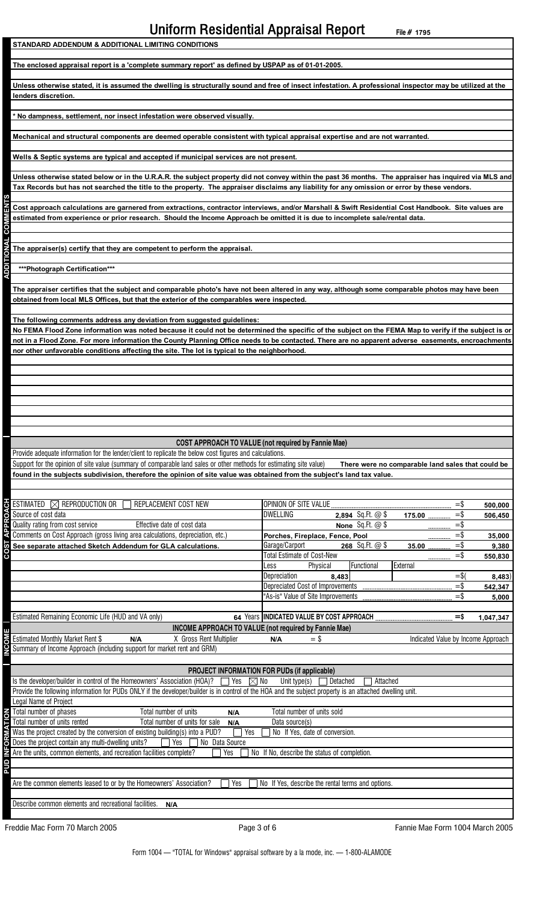# Uniform Residential Appraisal Report

File # 1795

## STANDARD ADDENDUM & ADDITIONAL LIMITING CONDITIONS

### ADDITIONAL COMMENTS

**The enclosed appraisal report is a 'complete summary report' as defined by USPAP as of 01-01-2005.**

**Unless otherwise stated, it is assumed the dwelling is structurally sound and free of insect infestation. A professional inspector may be utilized at the lenders discretion.**

**\* No dampness, settlement, nor insect infestation were observed visually.**

**Mechanical and structural components are deemed operable consistent with typical appraisal expertise and are not warranted.**

**Wells & Septic systems are typical and accepted if municipal services are not present.**

**Unless otherwise stated below or in the U.R.A.R. the subject property did not convey within the past 36 months. The appraiser has inquired via MLS and Tax Records but has not searched the title to the property. The appraiser disclaims any liability for any omission or error by these vendors.**

**Cost approach calculations are garnered from extractions, contractor interviews, and/or Marshall & Swift Residential Cost Handbook. Site values are estimated from experience or prior research. Should the Income Approach be omitted it is due to incomplete sale/rental data.**

**The appraiser(s) certify that they are competent to perform the appraisal.**

**\*\*\*Photograph Certification\*\*\***

**The appraiser certifies that the subject and comparable photo's have not been altered in any way, although some comparable photos may have been obtained from local MLS Offices, but that the exterior of the comparables were inspected.**

**The following comments address any deviation from suggested guidelines:**
**No FEMA Flood Zone information was noted because it could not be determined the specific of the subject on the FEMA Map to verify if the subject is or not in a Flood Zone. For more information the County Planning Office needs to be contacted. There are no apparent adverse easements, encroachments nor other unfavorable conditions affecting the site. The lot is typical to the neighborhood.**

### COST APPROACH TO VALUE (not required by Fannie Mae)

Provide adequate information for the lender/client to replicate the below cost figures and calculations.

Support for the opinion of site value (summary of comparable land sales or other methods for estimating site value) **There were no comparable land sales that could be found in the subjects subdivision, therefore the opinion of site value was obtained from the subject's land tax value.**

ESTIMATED ☒ REPRODUCTION OR ☐ REPLACEMENT COST NEW

Source of cost data

Quality rating from cost service | Effective date of cost data

Comments on Cost Approach (gross living area calculations, depreciation, etc.)

**See separate attached Sketch Addendum for GLA calculations.**

Estimated Remaining Economic Life (HUD and VA only) **64** Years

| Item | | | Amount |
|---|---|---|---|
| OPINION OF SITE VALUE | | | =$ 500,000 |
| DWELLING | 2,894 Sq.Ft. @ $ | 175.00 | =$ 506,450 |
| | None Sq.Ft. @ $ | | =$ |
| Porches, Fireplace, Fence, Pool | | | =$ 35,000 |
| Garage/Carport | 268 Sq.Ft. @ $ | 35.00 | =$ 9,380 |
| Total Estimate of Cost-New | | | =$ 550,830 |
| Less | Physical | Functional / External | |
| Depreciation | 8,483 | | =$( 8,483) |
| Depreciated Cost of Improvements | | | =$ 542,347 |
| "As-is" Value of Site Improvements | | | =$ 5,000 |
| INDICATED VALUE BY COST APPROACH | | | =$ 1,047,347 |

### INCOME APPROACH TO VALUE (not required by Fannie Mae)

Estimated Monthly Market Rent $ **N/A** X Gross Rent Multiplier **N/A** = $ Indicated Value by Income Approach

Summary of Income Approach (including support for market rent and GRM)

### PROJECT INFORMATION FOR PUDs (if applicable)

Is the developer/builder in control of the Homeowners' Association (HOA)? ☐ Yes ☒ No Unit type(s) ☐ Detached ☐ Attached

Provide the following information for PUDs ONLY if the developer/builder is in control of the HOA and the subject property is an attached dwelling unit.

Legal Name of Project

Total number of phases | Total number of units **N/A** | Total number of units sold

Total number of units rented | Total number of units for sale **N/A** | Data source(s)

Was the project created by the conversion of existing building(s) into a PUD? ☐ Yes ☐ No If Yes, date of conversion.

Does the project contain any multi-dwelling units? ☐ Yes ☐ No Data Source

Are the units, common elements, and recreation facilities complete? ☐ Yes ☐ No If No, describe the status of completion.

Are the common elements leased to or by the Homeowners' Association? ☐ Yes ☐ No If Yes, describe the rental terms and options.

Describe common elements and recreational facilities. **N/A**

Freddie Mac Form 70 March 2005 | Fannie Mae Form 1004 March 2005

Form 1004 — "TOTAL for Windows" appraisal software by a la mode, inc. — 1-800-ALAMODE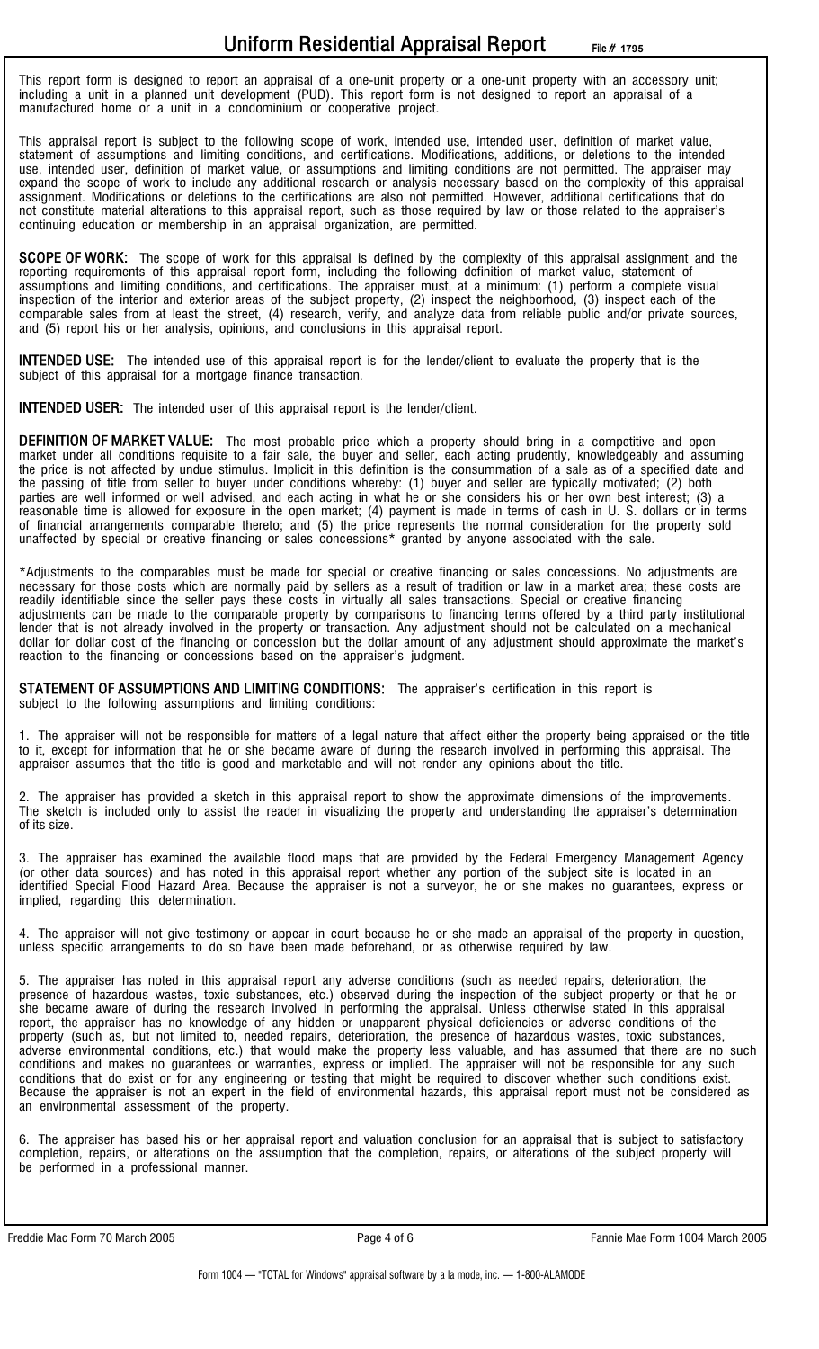# Uniform Residential Appraisal Report

File # 1795

This report form is designed to report an appraisal of a one-unit property or a one-unit property with an accessory unit; including a unit in a planned unit development (PUD). This report form is not designed to report an appraisal of a manufactured home or a unit in a condominium or cooperative project.

This appraisal report is subject to the following scope of work, intended use, intended user, definition of market value, statement of assumptions and limiting conditions, and certifications. Modifications, additions, or deletions to the intended use, intended user, definition of market value, or assumptions and limiting conditions are not permitted. The appraiser may expand the scope of work to include any additional research or analysis necessary based on the complexity of this appraisal assignment. Modifications or deletions to the certifications are also not permitted. However, additional certifications that do not constitute material alterations to this appraisal report, such as those required by law or those related to the appraiser's continuing education or membership in an appraisal organization, are permitted.

**SCOPE OF WORK:** The scope of work for this appraisal is defined by the complexity of this appraisal assignment and the reporting requirements of this appraisal report form, including the following definition of market value, statement of assumptions and limiting conditions, and certifications. The appraiser must, at a minimum: (1) perform a complete visual inspection of the interior and exterior areas of the subject property, (2) inspect the neighborhood, (3) inspect each of the comparable sales from at least the street, (4) research, verify, and analyze data from reliable public and/or private sources, and (5) report his or her analysis, opinions, and conclusions in this appraisal report.

**INTENDED USE:** The intended use of this appraisal report is for the lender/client to evaluate the property that is the subject of this appraisal for a mortgage finance transaction.

**INTENDED USER:** The intended user of this appraisal report is the lender/client.

**DEFINITION OF MARKET VALUE:** The most probable price which a property should bring in a competitive and open market under all conditions requisite to a fair sale, the buyer and seller, each acting prudently, knowledgeably and assuming the price is not affected by undue stimulus. Implicit in this definition is the consummation of a sale as of a specified date and the passing of title from seller to buyer under conditions whereby: (1) buyer and seller are typically motivated; (2) both parties are well informed or well advised, and each acting in what he or she considers his or her own best interest; (3) a reasonable time is allowed for exposure in the open market; (4) payment is made in terms of cash in U. S. dollars or in terms of financial arrangements comparable thereto; and (5) the price represents the normal consideration for the property sold unaffected by special or creative financing or sales concessions* granted by anyone associated with the sale.

*Adjustments to the comparables must be made for special or creative financing or sales concessions. No adjustments are necessary for those costs which are normally paid by sellers as a result of tradition or law in a market area; these costs are readily identifiable since the seller pays these costs in virtually all sales transactions. Special or creative financing adjustments can be made to the comparable property by comparisons to financing terms offered by a third party institutional lender that is not already involved in the property or transaction. Any adjustment should not be calculated on a mechanical dollar for dollar cost of the financing or concession but the dollar amount of any adjustment should approximate the market's reaction to the financing or concessions based on the appraiser's judgment.

**STATEMENT OF ASSUMPTIONS AND LIMITING CONDITIONS:** The appraiser's certification in this report is subject to the following assumptions and limiting conditions:

1. The appraiser will not be responsible for matters of a legal nature that affect either the property being appraised or the title to it, except for information that he or she became aware of during the research involved in performing this appraisal. The appraiser assumes that the title is good and marketable and will not render any opinions about the title.

2. The appraiser has provided a sketch in this appraisal report to show the approximate dimensions of the improvements. The sketch is included only to assist the reader in visualizing the property and understanding the appraiser's determination of its size.

3. The appraiser has examined the available flood maps that are provided by the Federal Emergency Management Agency (or other data sources) and has noted in this appraisal report whether any portion of the subject site is located in an identified Special Flood Hazard Area. Because the appraiser is not a surveyor, he or she makes no guarantees, express or implied, regarding this determination.

4. The appraiser will not give testimony or appear in court because he or she made an appraisal of the property in question, unless specific arrangements to do so have been made beforehand, or as otherwise required by law.

5. The appraiser has noted in this appraisal report any adverse conditions (such as needed repairs, deterioration, the presence of hazardous wastes, toxic substances, etc.) observed during the inspection of the subject property or that he or she became aware of during the research involved in performing the appraisal. Unless otherwise stated in this appraisal report, the appraiser has no knowledge of any hidden or unapparent physical deficiencies or adverse conditions of the property (such as, but not limited to, needed repairs, deterioration, the presence of hazardous wastes, toxic substances, adverse environmental conditions, etc.) that would make the property less valuable, and has assumed that there are no such conditions and makes no guarantees or warranties, express or implied. The appraiser will not be responsible for any such conditions that do exist or for any engineering or testing that might be required to discover whether such conditions exist. Because the appraiser is not an expert in the field of environmental hazards, this appraisal report must not be considered as an environmental assessment of the property.

6. The appraiser has based his or her appraisal report and valuation conclusion for an appraisal that is subject to satisfactory completion, repairs, or alterations on the assumption that the completion, repairs, or alterations of the subject property will be performed in a professional manner.

Freddie Mac Form 70 March 2005 | Fannie Mae Form 1004 March 2005

Form 1004 — "TOTAL for Windows" appraisal software by a la mode, inc. — 1-800-ALAMODE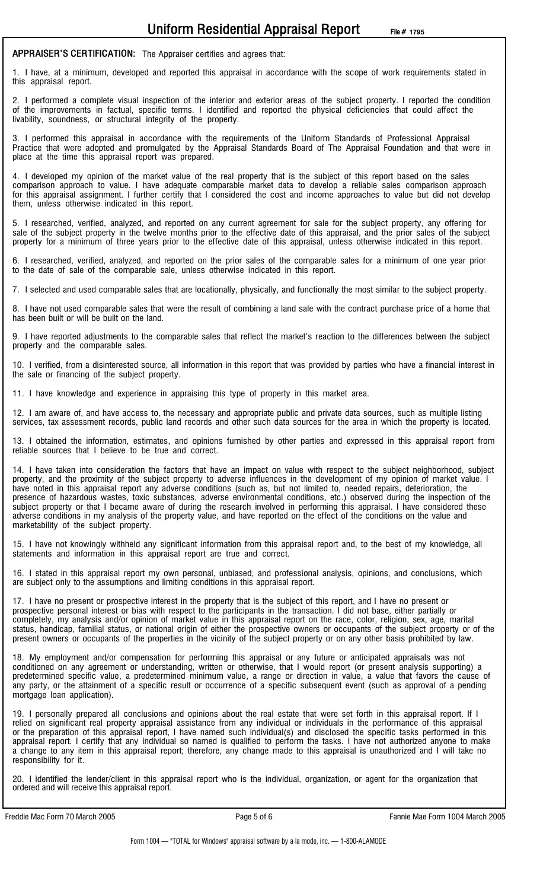# Uniform Residential Appraisal Report

File # 1795

**APPRAISER'S CERTIFICATION:** The Appraiser certifies and agrees that:

1. I have, at a minimum, developed and reported this appraisal in accordance with the scope of work requirements stated in this appraisal report.

2. I performed a complete visual inspection of the interior and exterior areas of the subject property. I reported the condition of the improvements in factual, specific terms. I identified and reported the physical deficiencies that could affect the livability, soundness, or structural integrity of the property.

3. I performed this appraisal in accordance with the requirements of the Uniform Standards of Professional Appraisal Practice that were adopted and promulgated by the Appraisal Standards Board of The Appraisal Foundation and that were in place at the time this appraisal report was prepared.

4. I developed my opinion of the market value of the real property that is the subject of this report based on the sales comparison approach to value. I have adequate comparable market data to develop a reliable sales comparison approach for this appraisal assignment. I further certify that I considered the cost and income approaches to value but did not develop them, unless otherwise indicated in this report.

5. I researched, verified, analyzed, and reported on any current agreement for sale for the subject property, any offering for sale of the subject property in the twelve months prior to the effective date of this appraisal, and the prior sales of the subject property for a minimum of three years prior to the effective date of this appraisal, unless otherwise indicated in this report.

6. I researched, verified, analyzed, and reported on the prior sales of the comparable sales for a minimum of one year prior to the date of sale of the comparable sale, unless otherwise indicated in this report.

7. I selected and used comparable sales that are locationally, physically, and functionally the most similar to the subject property.

8. I have not used comparable sales that were the result of combining a land sale with the contract purchase price of a home that has been built or will be built on the land.

9. I have reported adjustments to the comparable sales that reflect the market's reaction to the differences between the subject property and the comparable sales.

10. I verified, from a disinterested source, all information in this report that was provided by parties who have a financial interest in the sale or financing of the subject property.

11. I have knowledge and experience in appraising this type of property in this market area.

12. I am aware of, and have access to, the necessary and appropriate public and private data sources, such as multiple listing services, tax assessment records, public land records and other such data sources for the area in which the property is located.

13. I obtained the information, estimates, and opinions furnished by other parties and expressed in this appraisal report from reliable sources that I believe to be true and correct.

14. I have taken into consideration the factors that have an impact on value with respect to the subject neighborhood, subject property, and the proximity of the subject property to adverse influences in the development of my opinion of market value. I have noted in this appraisal report any adverse conditions (such as, but not limited to, needed repairs, deterioration, the presence of hazardous wastes, toxic substances, adverse environmental conditions, etc.) observed during the inspection of the subject property or that I became aware of during the research involved in performing this appraisal. I have considered these adverse conditions in my analysis of the property value, and have reported on the effect of the conditions on the value and marketability of the subject property.

15. I have not knowingly withheld any significant information from this appraisal report and, to the best of my knowledge, all statements and information in this appraisal report are true and correct.

16. I stated in this appraisal report my own personal, unbiased, and professional analysis, opinions, and conclusions, which are subject only to the assumptions and limiting conditions in this appraisal report.

17. I have no present or prospective interest in the property that is the subject of this report, and I have no present or prospective personal interest or bias with respect to the participants in the transaction. I did not base, either partially or completely, my analysis and/or opinion of market value in this appraisal report on the race, color, religion, sex, age, marital status, handicap, familial status, or national origin of either the prospective owners or occupants of the subject property or of the present owners or occupants of the properties in the vicinity of the subject property or on any other basis prohibited by law.

18. My employment and/or compensation for performing this appraisal or any future or anticipated appraisals was not conditioned on any agreement or understanding, written or otherwise, that I would report (or present analysis supporting) a predetermined specific value, a predetermined minimum value, a range or direction in value, a value that favors the cause of any party, or the attainment of a specific result or occurrence of a specific subsequent event (such as approval of a pending mortgage loan application).

19. I personally prepared all conclusions and opinions about the real estate that were set forth in this appraisal report. If I relied on significant real property appraisal assistance from any individual or individuals in the performance of this appraisal or the preparation of this appraisal report, I have named such individual(s) and disclosed the specific tasks performed in this appraisal report. I certify that any individual so named is qualified to perform the tasks. I have not authorized anyone to make a change to any item in this appraisal report; therefore, any change made to this appraisal is unauthorized and I will take no responsibility for it.

20. I identified the lender/client in this appraisal report who is the individual, organization, or agent for the organization that ordered and will receive this appraisal report.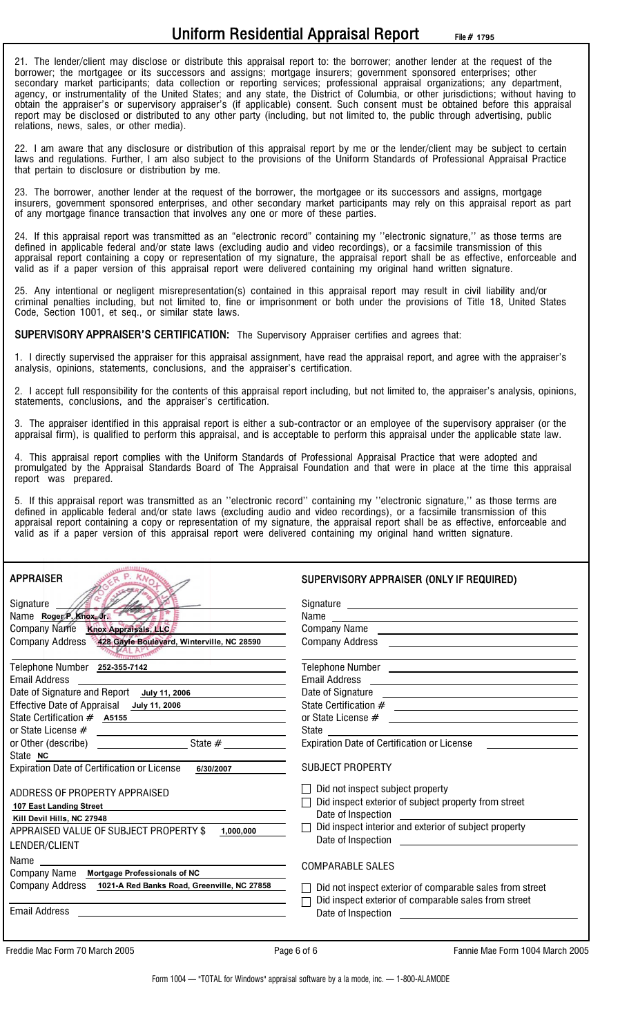# Uniform Residential Appraisal Report

File # 1795

21. The lender/client may disclose or distribute this appraisal report to: the borrower; another lender at the request of the borrower; the mortgagee or its successors and assigns; mortgage insurers; government sponsored enterprises; other secondary market participants; data collection or reporting services; professional appraisal organizations; any department, agency, or instrumentality of the United States; and any state, the District of Columbia, or other jurisdictions; without having to obtain the appraiser's or supervisory appraiser's (if applicable) consent. Such consent must be obtained before this appraisal report may be disclosed or distributed to any other party (including, but not limited to, the public through advertising, public relations, news, sales, or other media).

22. I am aware that any disclosure or distribution of this appraisal report by me or the lender/client may be subject to certain laws and regulations. Further, I am also subject to the provisions of the Uniform Standards of Professional Appraisal Practice that pertain to disclosure or distribution by me.

23. The borrower, another lender at the request of the borrower, the mortgagee or its successors and assigns, mortgage insurers, government sponsored enterprises, and other secondary market participants may rely on this appraisal report as part of any mortgage finance transaction that involves any one or more of these parties.

24. If this appraisal report was transmitted as an "electronic record" containing my ''electronic signature,'' as those terms are defined in applicable federal and/or state laws (excluding audio and video recordings), or a facsimile transmission of this appraisal report containing a copy or representation of my signature, the appraisal report shall be as effective, enforceable and valid as if a paper version of this appraisal report were delivered containing my original hand written signature.

25. Any intentional or negligent misrepresentation(s) contained in this appraisal report may result in civil liability and/or criminal penalties including, but not limited to, fine or imprisonment or both under the provisions of Title 18, United States Code, Section 1001, et seq., or similar state laws.

**SUPERVISORY APPRAISER'S CERTIFICATION:** The Supervisory Appraiser certifies and agrees that:

1. I directly supervised the appraiser for this appraisal assignment, have read the appraisal report, and agree with the appraiser's analysis, opinions, statements, conclusions, and the appraiser's certification.

2. I accept full responsibility for the contents of this appraisal report including, but not limited to, the appraiser's analysis, opinions, statements, conclusions, and the appraiser's certification.

3. The appraiser identified in this appraisal report is either a sub-contractor or an employee of the supervisory appraiser (or the appraisal firm), is qualified to perform this appraisal, and is acceptable to perform this appraisal under the applicable state law.

4. This appraisal report complies with the Uniform Standards of Professional Appraisal Practice that were adopted and promulgated by the Appraisal Standards Board of The Appraisal Foundation and that were in place at the time this appraisal report was prepared.

5. If this appraisal report was transmitted as an ''electronic record'' containing my ''electronic signature,'' as those terms are defined in applicable federal and/or state laws (excluding audio and video recordings), or a facsimile transmission of this appraisal report containing a copy or representation of my signature, the appraisal report shall be as effective, enforceable and valid as if a paper version of this appraisal report were delivered containing my original hand written signature.

## APPRAISER

Signature
Name **Roger P. Knox, Jr.**
Company Name **Knox Appraisals, LLC**
Company Address **428 Gayle Boulevard, Winterville, NC 28590**
Telephone Number **252-355-7142**
Email Address
Date of Signature and Report **July 11, 2006**
Effective Date of Appraisal **July 11, 2006**
State Certification # **A5155**
or State License #
or Other (describe) ______ State # ______
State **NC**
Expiration Date of Certification or License **6/30/2007**

ADDRESS OF PROPERTY APPRAISED
**107 East Landing Street**
**Kill Devil Hills, NC 27948**

APPRAISED VALUE OF SUBJECT PROPERTY $ **1,000,000**

LENDER/CLIENT
Name
Company Name **Mortgage Professionals of NC**
Company Address **1021-A Red Banks Road, Greenville, NC 27858**
Email Address

## SUPERVISORY APPRAISER (ONLY IF REQUIRED)

Signature
Name
Company Name
Company Address
Telephone Number
Email Address
Date of Signature
State Certification #
or State License #
State
Expiration Date of Certification or License

SUBJECT PROPERTY

☐ Did not inspect subject property
☐ Did inspect exterior of subject property from street
Date of Inspection
☐ Did inspect interior and exterior of subject property
Date of Inspection

COMPARABLE SALES

☐ Did not inspect exterior of comparable sales from street
☐ Did inspect exterior of comparable sales from street
Date of Inspection

Freddie Mac Form 70 March 2005 — Fannie Mae Form 1004 March 2005

Form 1004 — "TOTAL for Windows" appraisal software by a la mode, inc. — 1-800-ALAMODE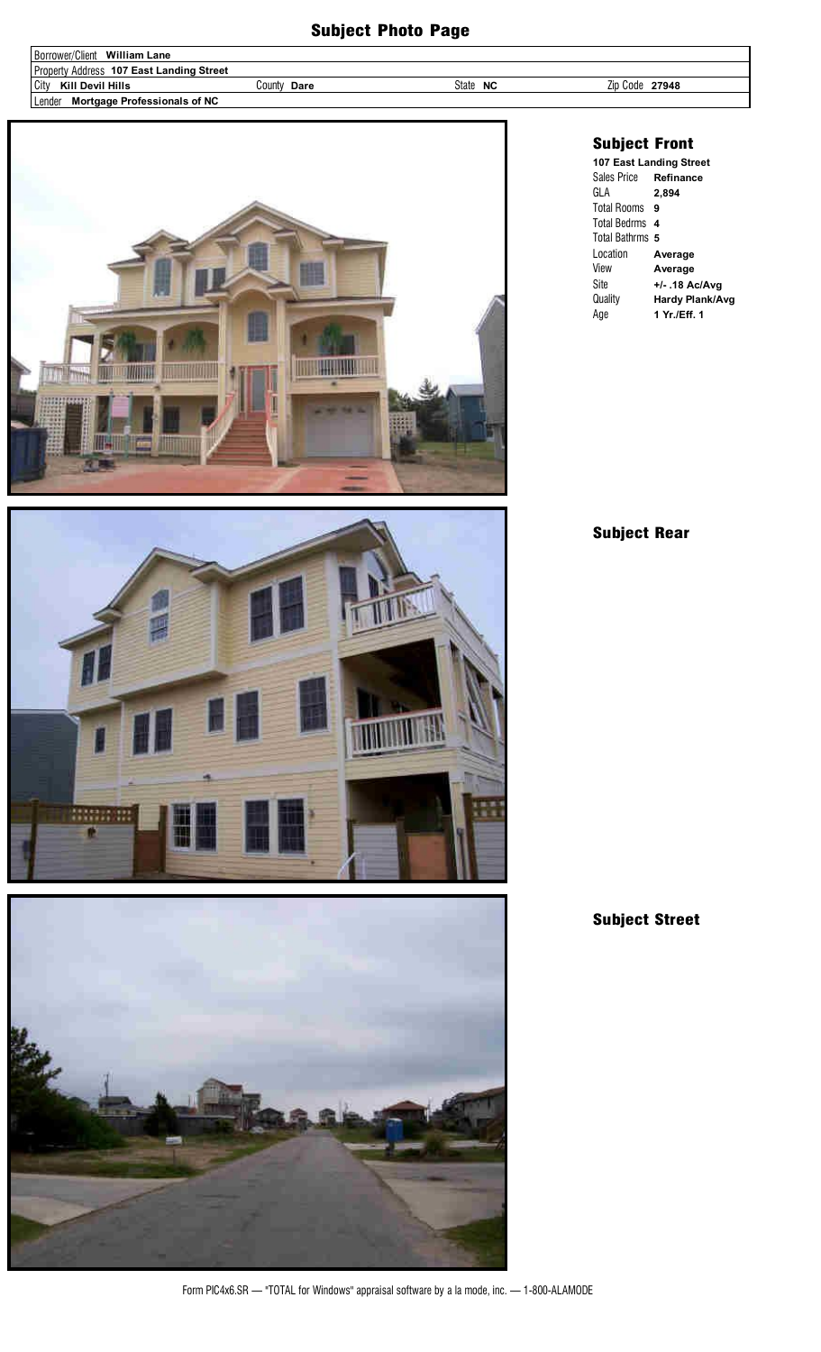# Subject Photo Page

| | | | |
|---|---|---|---|
| Borrower/Client **William Lane** | | | |
| Property Address **107 East Landing Street** | | | |
| City **Kill Devil Hills** | County **Dare** | State **NC** | Zip Code **27948** |
| Lender **Mortgage Professionals of NC** | | | |

## Subject Front

**107 East Landing Street**

| | |
|---|---|
| Sales Price | **Refinance** |
| GLA | **2,894** |
| Total Rooms | **9** |
| Total Bedrms | **4** |
| Total Bathrms | **5** |
| Location | **Average** |
| View | **Average** |
| Site | **+/- .18 Ac/Avg** |
| Quality | **Hardy Plank/Avg** |
| Age | **1 Yr./Eff. 1** |

## Subject Rear

## Subject Street

Form PIC4x6.SR — "TOTAL for Windows" appraisal software by a la mode, inc. — 1-800-ALAMODE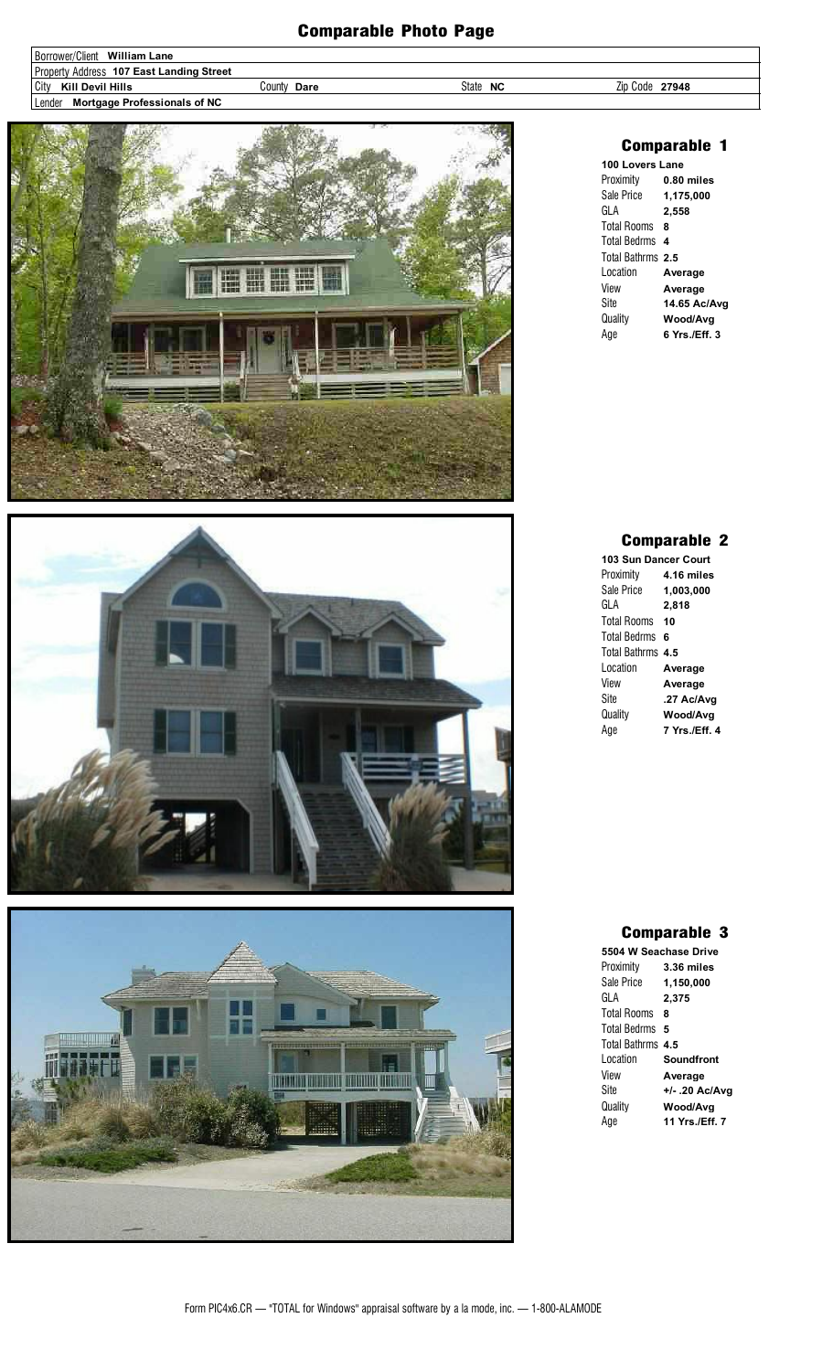# Comparable Photo Page

| | | | |
|---|---|---|---|
| Borrower/Client **William Lane** | | | |
| Property Address **107 East Landing Street** | | | |
| City **Kill Devil Hills** | County **Dare** | State **NC** | Zip Code **27948** |
| Lender **Mortgage Professionals of NC** | | | |

## Comparable 1

**100 Lovers Lane**

| | |
|---|---|
| Proximity | **0.80 miles** |
| Sale Price | **1,175,000** |
| GLA | **2,558** |
| Total Rooms | **8** |
| Total Bedrms | **4** |
| Total Bathrms | **2.5** |
| Location | **Average** |
| View | **Average** |
| Site | **14.65 Ac/Avg** |
| Quality | **Wood/Avg** |
| Age | **6 Yrs./Eff. 3** |

## Comparable 2

**103 Sun Dancer Court**

| | |
|---|---|
| Proximity | **4.16 miles** |
| Sale Price | **1,003,000** |
| GLA | **2,818** |
| Total Rooms | **10** |
| Total Bedrms | **6** |
| Total Bathrms | **4.5** |
| Location | **Average** |
| View | **Average** |
| Site | **.27 Ac/Avg** |
| Quality | **Wood/Avg** |
| Age | **7 Yrs./Eff. 4** |

## Comparable 3

**5504 W Seachase Drive**

| | |
|---|---|
| Proximity | **3.36 miles** |
| Sale Price | **1,150,000** |
| GLA | **2,375** |
| Total Rooms | **8** |
| Total Bedrms | **5** |
| Total Bathrms | **4.5** |
| Location | **Soundfront** |
| View | **Average** |
| Site | **+/- .20 Ac/Avg** |
| Quality | **Wood/Avg** |
| Age | **11 Yrs./Eff. 7** |

Form PIC4x6.CR — "TOTAL for Windows" appraisal software by a la mode, inc. — 1-800-ALAMODE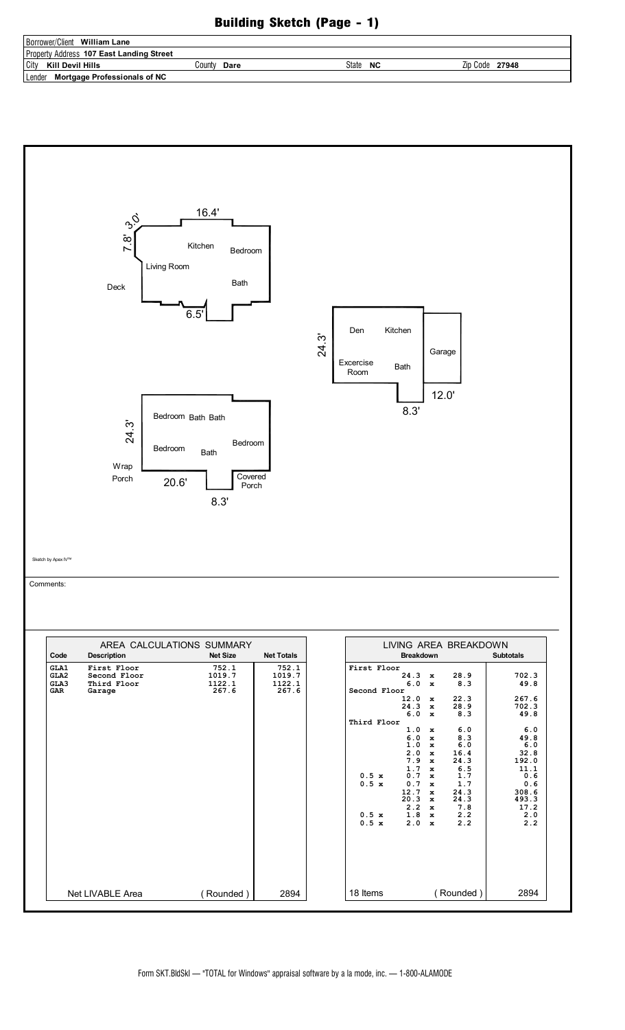# Building Sketch (Page - 1)

| | | | |
|---|---|---|---|
| Borrower/Client **William Lane** | | | |
| Property Address **107 East Landing Street** | | | |
| City **Kill Devil Hills** | County **Dare** | State **NC** | Zip Code **27948** |
| Lender **Mortgage Professionals of NC** | | | |

3.0'
7.8'
16.4'
Kitchen
Bedroom
Living Room
Deck
Bath
6.5'

24.3'
Den
Kitchen
Garage
Excercise Room
Bath
12.0'
8.3'

24.3'
Bedroom Bath Bath
Bedroom
Bath
Bedroom
Wrap Porch
20.6'
Covered Porch
8.3'

Sketch by Apex IV™

Comments:

| AREA CALCULATIONS SUMMARY | | | |
|---|---|---|---|
| **Code** | **Description** | **Net Size** | **Net Totals** |
| GLA1 | First Floor | 752.1 | 752.1 |
| GLA2 | Second Floor | 1019.7 | 1019.7 |
| GLA3 | Third Floor | 1122.1 | 1122.1 |
| GAR | Garage | 267.6 | 267.6 |
| Net LIVABLE Area | | (Rounded) | 2894 |

| LIVING AREA BREAKDOWN | | |
|---|---|---|
| **Breakdown** | | **Subtotals** |
| First Floor | | |
| | 24.3 x 28.9 | 702.3 |
| | 6.0 x 8.3 | 49.8 |
| Second Floor | | |
| | 12.0 x 22.3 | 267.6 |
| | 24.3 x 28.9 | 702.3 |
| | 6.0 x 8.3 | 49.8 |
| Third Floor | | |
| | 1.0 x 6.0 | 6.0 |
| | 6.0 x 8.3 | 49.8 |
| | 1.0 x 6.0 | 6.0 |
| | 2.0 x 16.4 | 32.8 |
| | 7.9 x 24.3 | 192.0 |
| | 1.7 x 6.5 | 11.1 |
| | 0.5 x 0.7 x 1.7 | 0.6 |
| | 0.5 x 0.7 x 1.7 | 0.6 |
| | 12.7 x 24.3 | 308.6 |
| | 20.3 x 24.3 | 493.3 |
| | 2.2 x 7.8 | 17.2 |
| | 0.5 x 1.8 x 2.2 | 2.0 |
| | 0.5 x 2.0 x 2.2 | 2.2 |
| 18 Items | (Rounded) | 2894 |

Form SKT.BldSkl — "TOTAL for Windows" appraisal software by a la mode, inc. — 1-800-ALAMODE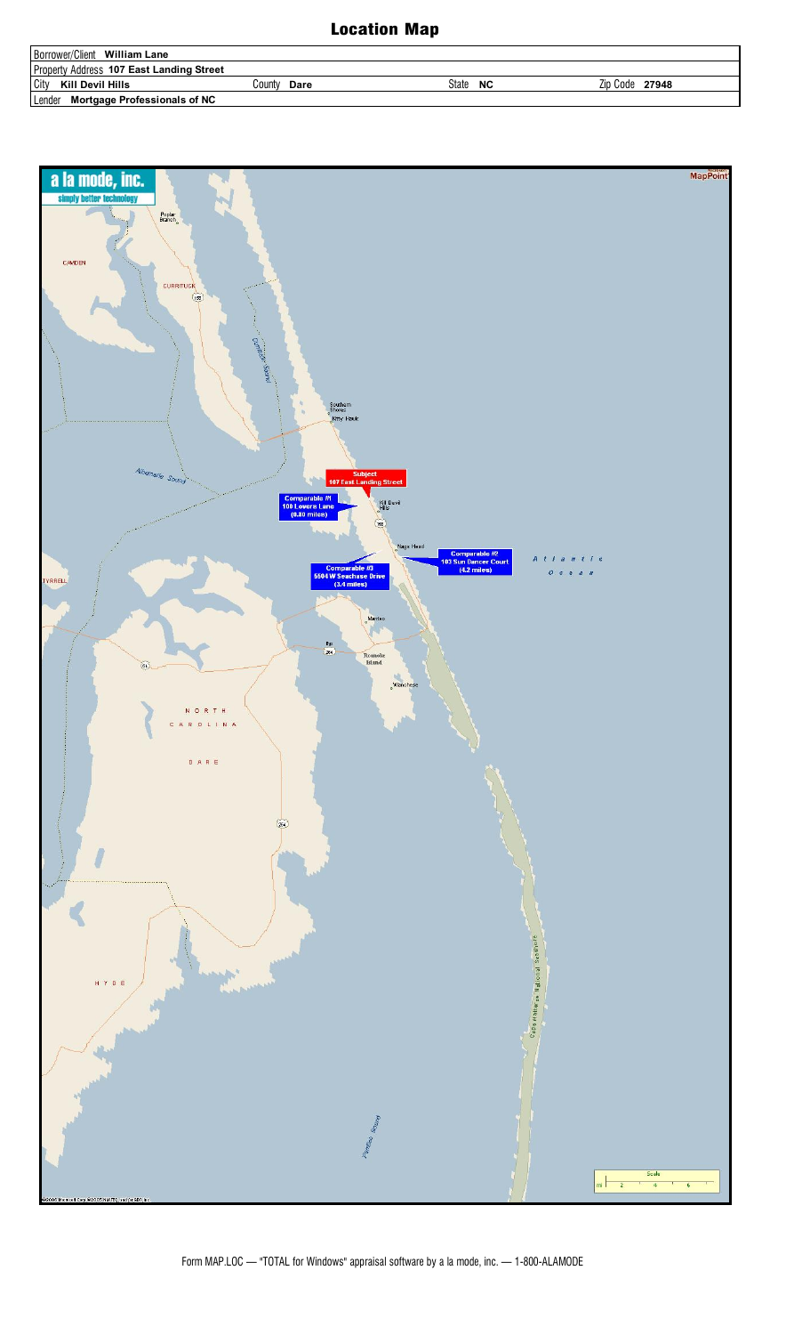# Location Map

| | | | |
|---|---|---|---|
| Borrower/Client **William Lane** | | | |
| Property Address **107 East Landing Street** | | | |
| City **Kill Devil Hills** | County **Dare** | State **NC** | Zip Code **27948** |
| Lender **Mortgage Professionals of NC** | | | |

a la mode, inc.
simply better technology

MapPoint

Subject
107 East Landing Street

Comparable #1
100 Lovers Lane
(0.80 miles)

Comparable #2
103 Sun Dancer Court
(4.2 miles)

Comparable #3
5504 W Seachase Drive
(3.4 miles)

Poplar Branch
CAMDEN
CURRITUCK
Currituck Sound
Southern Shores
Kitty Hawk
Albemarle Sound
Kill Devil Hills
Nags Head
Atlantic Ocean
TYRRELL
Manteo
Roanoke Island
Wanchese
NORTH CAROLINA
DARE
HYDE
Cape Hatteras National Seashore
Pamlico Sound

Scale
mi 2 4 6

Form MAP.LOC — "TOTAL for Windows" appraisal software by a la mode, inc. — 1-800-ALAMODE